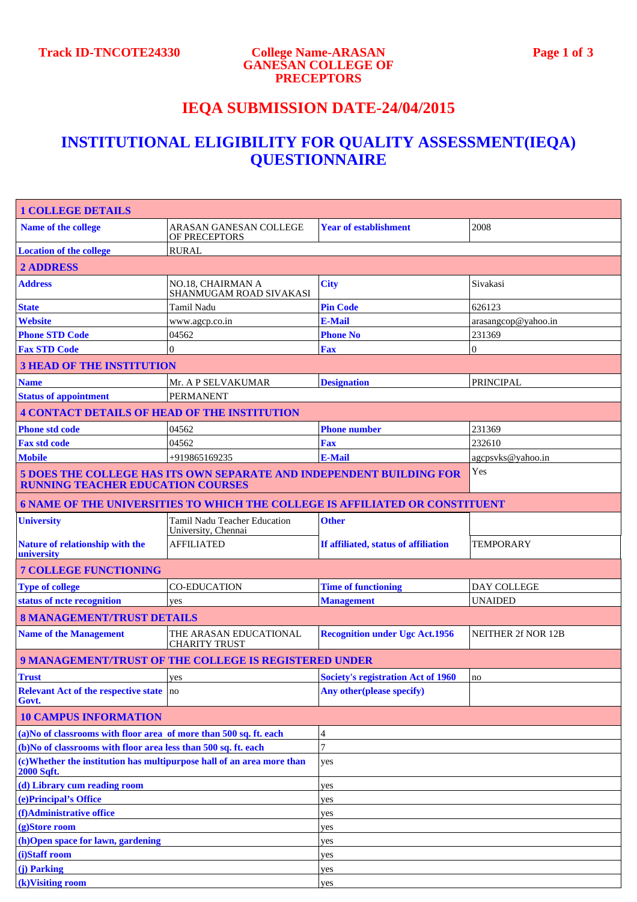**Track ID-TNCOTE24330** **College Name-ARASAN GANESAN COLLEGE OF PRECEPTORS**

## IEQA SUBMISSION DATE-24/04/2015

# INSTITUTIONAL ELIGIBILITY FOR QUALITY ASSESSMENT(IEQA) QUESTIONNAIRE

| **1 COLLEGE DETAILS** | | | |
|---|---|---|---|
| **Name of the college** | ARASAN GANESAN COLLEGE OF PRECEPTORS | **Year of establishment** | 2008 |
| **Location of the college** | RURAL | | |
| **2 ADDRESS** | | | |
| **Address** | NO.18, CHAIRMAN A SHANMUGAM ROAD SIVAKASI | **City** | Sivakasi |
| **State** | Tamil Nadu | **Pin Code** | 626123 |
| **Website** | www.agcp.co.in | **E-Mail** | arasangcop@yahoo.in |
| **Phone STD Code** | 04562 | **Phone No** | 231369 |
| **Fax STD Code** | 0 | **Fax** | 0 |
| **3 HEAD OF THE INSTITUTION** | | | |
| **Name** | Mr. A P SELVAKUMAR | **Designation** | PRINCIPAL |
| **Status of appointment** | PERMANENT | | |
| **4 CONTACT DETAILS OF HEAD OF THE INSTITUTION** | | | |
| **Phone std code** | 04562 | **Phone number** | 231369 |
| **Fax std code** | 04562 | **Fax** | 232610 |
| **Mobile** | +919865169235 | **E-Mail** | agcpsvks@yahoo.in |
| **5 DOES THE COLLEGE HAS ITS OWN SEPARATE AND INDEPENDENT BUILDING FOR RUNNING TEACHER EDUCATION COURSES** | | | Yes |
| **6 NAME OF THE UNIVERSITIES TO WHICH THE COLLEGE IS AFFILIATED OR CONSTITUENT** | | | |
| **University** | Tamil Nadu Teacher Education University, Chennai | **Other** | |
| **Nature of relationship with the university** | AFFILIATED | **If affiliated, status of affiliation** | TEMPORARY |
| **7 COLLEGE FUNCTIONING** | | | |
| **Type of college** | CO-EDUCATION | **Time of functioning** | DAY COLLEGE |
| **status of ncte recognition** | yes | **Management** | UNAIDED |
| **8 MANAGEMENT/TRUST DETAILS** | | | |
| **Name of the Management** | THE ARASAN EDUCATIONAL CHARITY TRUST | **Recognition under Ugc Act.1956** | NEITHER 2f NOR 12B |
| **9 MANAGEMENT/TRUST OF THE COLLEGE IS REGISTERED UNDER** | | | |
| **Trust** | yes | **Society's registration Act of 1960** | no |
| **Relevant Act of the respective state Govt.** | no | **Any other(please specify)** | |

| **10 CAMPUS INFORMATION** | |
|---|---|
| **(a)No of classrooms with floor area of more than 500 sq. ft. each** | 4 |
| **(b)No of classrooms with floor area less than 500 sq. ft. each** | 7 |
| **(c)Whether the institution has multipurpose hall of an area more than 2000 Sqft.** | yes |
| **(d) Library cum reading room** | yes |
| **(e)Principal's Office** | yes |
| **(f)Administrative office** | yes |
| **(g)Store room** | yes |
| **(h)Open space for lawn, gardening** | yes |
| **(i)Staff room** | yes |
| **(j) Parking** | yes |
| **(k)Visiting room** | yes |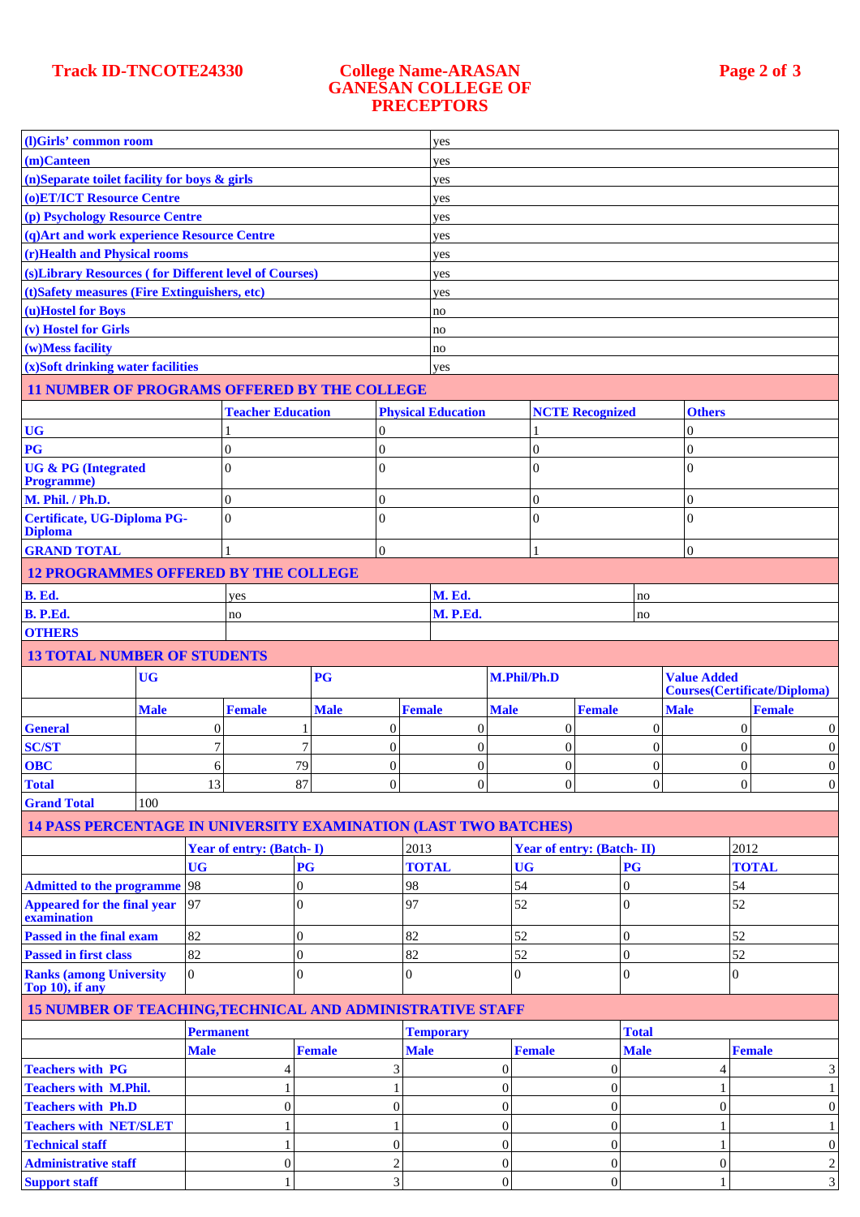| | |
|---|---|
| **(l)Girls' common room** | yes |
| **(m)Canteen** | yes |
| **(n)Separate toilet facility for boys & girls** | yes |
| **(o)ET/ICT Resource Centre** | yes |
| **(p) Psychology Resource Centre** | yes |
| **(q)Art and work experience Resource Centre** | yes |
| **(r)Health and Physical rooms** | yes |
| **(s)Library Resources ( for Different level of Courses)** | yes |
| **(t)Safety measures (Fire Extinguishers, etc)** | yes |
| **(u)Hostel for Boys** | no |
| **(v) Hostel for Girls** | no |
| **(w)Mess facility** | no |
| **(x)Soft drinking water facilities** | yes |

## 11 NUMBER OF PROGRAMS OFFERED BY THE COLLEGE

| | Teacher Education | Physical Education | NCTE Recognized | Others |
|---|---|---|---|---|
| **UG** | 1 | 0 | 1 | 0 |
| **PG** | 0 | 0 | 0 | 0 |
| **UG & PG (Integrated Programme)** | 0 | 0 | 0 | 0 |
| **M. Phil. / Ph.D.** | 0 | 0 | 0 | 0 |
| **Certificate, UG-Diploma PG-Diploma** | 0 | 0 | 0 | 0 |
| **GRAND TOTAL** | 1 | 0 | 1 | 0 |

## 12 PROGRAMMES OFFERED BY THE COLLEGE

| | | | |
|---|---|---|---|
| **B. Ed.** | yes | **M. Ed.** | no |
| **B. P.Ed.** | no | **M. P.Ed.** | no |
| **OTHERS** | | | |

## 13 TOTAL NUMBER OF STUDENTS

| | UG | | PG | | M.Phil/Ph.D | | Value Added Courses(Certificate/Diploma) | |
|---|---|---|---|---|---|---|---|---|
| | **Male** | **Female** | **Male** | **Female** | **Male** | **Female** | **Male** | **Female** |
| **General** | 0 | 1 | 0 | 0 | 0 | 0 | 0 | 0 |
| **SC/ST** | 7 | 7 | 0 | 0 | 0 | 0 | 0 | 0 |
| **OBC** | 6 | 79 | 0 | 0 | 0 | 0 | 0 | 0 |
| **Total** | 13 | 87 | 0 | 0 | 0 | 0 | 0 | 0 |
| **Grand Total** | 100 | | | | | | | |

## 14 PASS PERCENTAGE IN UNIVERSITY EXAMINATION (LAST TWO BATCHES)

| | Year of entry: (Batch- I) | | 2013 | Year of entry: (Batch- II) | | 2012 |
|---|---|---|---|---|---|---|
| | **UG** | **PG** | **TOTAL** | **UG** | **PG** | **TOTAL** |
| **Admitted to the programme** | 98 | 0 | 98 | 54 | 0 | 54 |
| **Appeared for the final year examination** | 97 | 0 | 97 | 52 | 0 | 52 |
| **Passed in the final exam** | 82 | 0 | 82 | 52 | 0 | 52 |
| **Passed in first class** | 82 | 0 | 82 | 52 | 0 | 52 |
| **Ranks (among University Top 10), if any** | 0 | 0 | 0 | 0 | 0 | 0 |

## 15 NUMBER OF TEACHING,TECHNICAL AND ADMINISTRATIVE STAFF

| | Permanent | | Temporary | | Total | |
|---|---|---|---|---|---|---|
| | **Male** | **Female** | **Male** | **Female** | **Male** | **Female** |
| **Teachers with PG** | 4 | 3 | 0 | 0 | 4 | 3 |
| **Teachers with M.Phil.** | 1 | 1 | 0 | 0 | 1 | 1 |
| **Teachers with Ph.D** | 0 | 0 | 0 | 0 | 0 | 0 |
| **Teachers with NET/SLET** | 1 | 1 | 0 | 0 | 1 | 1 |
| **Technical staff** | 1 | 0 | 0 | 0 | 1 | 0 |
| **Administrative staff** | 0 | 2 | 0 | 0 | 0 | 2 |
| **Support staff** | 1 | 3 | 0 | 0 | 1 | 3 |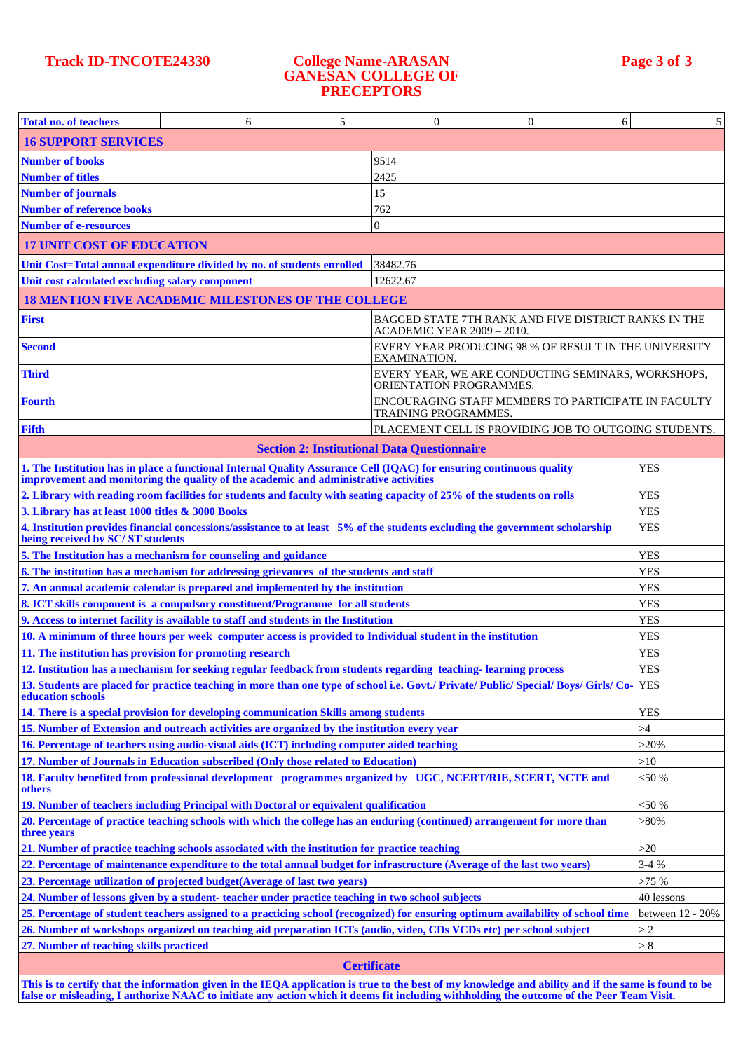| Total no. of teachers | 6 | 5 | 0 | 0 | 6 | 5 |
|---|---|---|---|---|---|---|

## 16 SUPPORT SERVICES

| | |
|---|---|
| Number of books | 9514 |
| Number of titles | 2425 |
| Number of journals | 15 |
| Number of reference books | 762 |
| Number of e-resources | 0 |

## 17 UNIT COST OF EDUCATION

| | |
|---|---|
| Unit Cost=Total annual expenditure divided by no. of students enrolled | 38482.76 |
| Unit cost calculated excluding salary component | 12622.67 |

## 18 MENTION FIVE ACADEMIC MILESTONES OF THE COLLEGE

| | |
|---|---|
| First | BAGGED STATE 7TH RANK AND FIVE DISTRICT RANKS IN THE ACADEMIC YEAR 2009 – 2010. |
| Second | EVERY YEAR PRODUCING 98 % OF RESULT IN THE UNIVERSITY EXAMINATION. |
| Third | EVERY YEAR, WE ARE CONDUCTING SEMINARS, WORKSHOPS, ORIENTATION PROGRAMMES. |
| Fourth | ENCOURAGING STAFF MEMBERS TO PARTICIPATE IN FACULTY TRAINING PROGRAMMES. |
| Fifth | PLACEMENT CELL IS PROVIDING JOB TO OUTGOING STUDENTS. |

## Section 2: Institutional Data Questionnaire

| | |
|---|---|
| 1. The Institution has in place a functional Internal Quality Assurance Cell (IQAC) for ensuring continuous quality improvement and monitoring the quality of the academic and administrative activities | YES |
| 2. Library with reading room facilities for students and faculty with seating capacity of 25% of the students on rolls | YES |
| 3. Library has at least 1000 titles & 3000 Books | YES |
| 4. Institution provides financial concessions/assistance to at least 5% of the students excluding the government scholarship being received by SC/ ST students | YES |
| 5. The Institution has a mechanism for counseling and guidance | YES |
| 6. The institution has a mechanism for addressing grievances of the students and staff | YES |
| 7. An annual academic calendar is prepared and implemented by the institution | YES |
| 8. ICT skills component is a compulsory constituent/Programme for all students | YES |
| 9. Access to internet facility is available to staff and students in the Institution | YES |
| 10. A minimum of three hours per week computer access is provided to Individual student in the institution | YES |
| 11. The institution has provision for promoting research | YES |
| 12. Institution has a mechanism for seeking regular feedback from students regarding teaching- learning process | YES |
| 13. Students are placed for practice teaching in more than one type of school i.e. Govt./ Private/ Public/ Special/ Boys/ Girls/ Co-education schools | YES |
| 14. There is a special provision for developing communication Skills among students | YES |
| 15. Number of Extension and outreach activities are organized by the institution every year | >4 |
| 16. Percentage of teachers using audio-visual aids (ICT) including computer aided teaching | >20% |
| 17. Number of Journals in Education subscribed (Only those related to Education) | >10 |
| 18. Faculty benefited from professional development programmes organized by UGC, NCERT/RIE, SCERT, NCTE and others | <50 % |
| 19. Number of teachers including Principal with Doctoral or equivalent qualification | <50 % |
| 20. Percentage of practice teaching schools with which the college has an enduring (continued) arrangement for more than three years | >80% |
| 21. Number of practice teaching schools associated with the institution for practice teaching | >20 |
| 22. Percentage of maintenance expenditure to the total annual budget for infrastructure (Average of the last two years) | 3-4 % |
| 23. Percentage utilization of projected budget(Average of last two years) | >75 % |
| 24. Number of lessons given by a student- teacher under practice teaching in two school subjects | 40 lessons |
| 25. Percentage of student teachers assigned to a practicing school (recognized) for ensuring optimum availability of school time | between 12 - 20% |
| 26. Number of workshops organized on teaching aid preparation ICTs (audio, video, CDs VCDs etc) per school subject | > 2 |
| 27. Number of teaching skills practiced | > 8 |

## Certificate

**This is to certify that the information given in the IEQA application is true to the best of my knowledge and ability and if the same is found to be false or misleading, I authorize NAAC to initiate any action which it deems fit including withholding the outcome of the Peer Team Visit.**